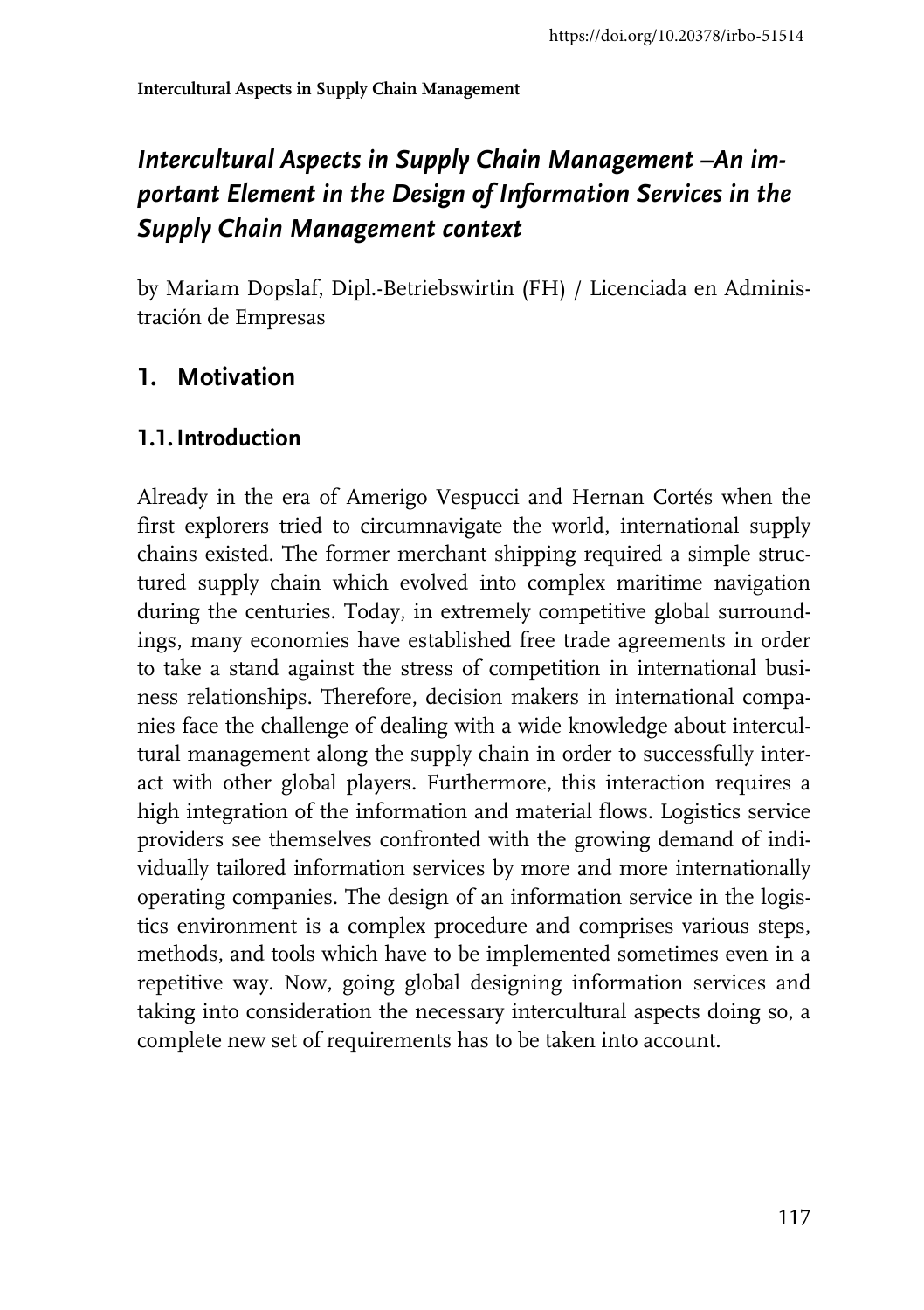# Intercultural Aspects in Supply Chain Management –An important Element in the Design of Information Services in the Supply Chain Management context

by Mariam Dopslaf, Dipl.-Betriebswirtin (FH) / Licenciada en Administración de Empresas

## 1. Motivation

### 1.1. Introduction

Already in the era of Amerigo Vespucci and Hernan Cortés when the first explorers tried to circumnavigate the world, international supply chains existed. The former merchant shipping required a simple structured supply chain which evolved into complex maritime navigation during the centuries. Today, in extremely competitive global surroundings, many economies have established free trade agreements in order to take a stand against the stress of competition in international business relationships. Therefore, decision makers in international companies face the challenge of dealing with a wide knowledge about intercultural management along the supply chain in order to successfully interact with other global players. Furthermore, this interaction requires a high integration of the information and material flows. Logistics service providers see themselves confronted with the growing demand of individually tailored information services by more and more internationally operating companies. The design of an information service in the logistics environment is a complex procedure and comprises various steps, methods, and tools which have to be implemented sometimes even in a repetitive way. Now, going global designing information services and taking into consideration the necessary intercultural aspects doing so, a complete new set of requirements has to be taken into account.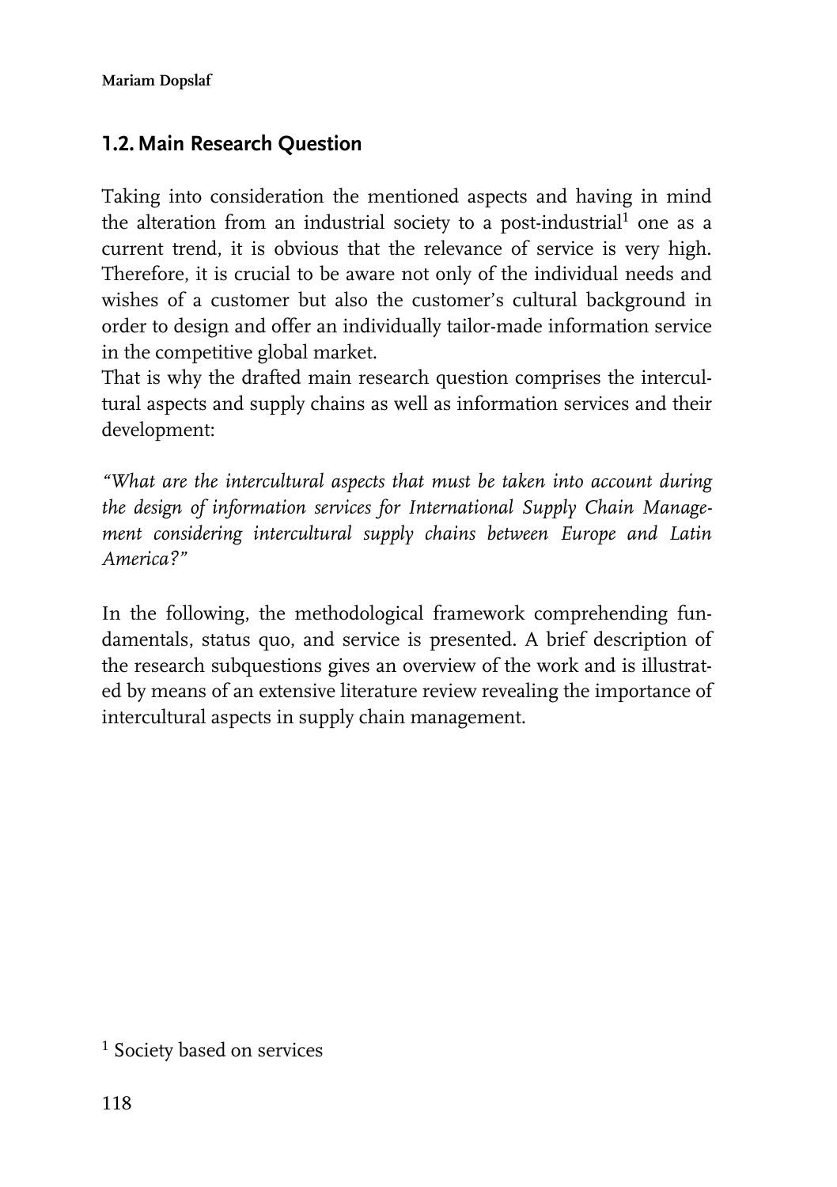## 1.2. Main Research Question

Taking into consideration the mentioned aspects and having in mind the alteration from an industrial society to a post-industrial[1] one as a current trend, it is obvious that the relevance of service is very high. Therefore, it is crucial to be aware not only of the individual needs and wishes of a customer but also the customer's cultural background in order to design and offer an individually tailor-made information service in the competitive global market.

That is why the drafted main research question comprises the intercultural aspects and supply chains as well as information services and their development:

*"What are the intercultural aspects that must be taken into account during the design of information services for International Supply Chain Management considering intercultural supply chains between Europe and Latin America?"*

In the following, the methodological framework comprehending fundamentals, status quo, and service is presented. A brief description of the research subquestions gives an overview of the work and is illustrated by means of an extensive literature review revealing the importance of intercultural aspects in supply chain management.

[1] Society based on services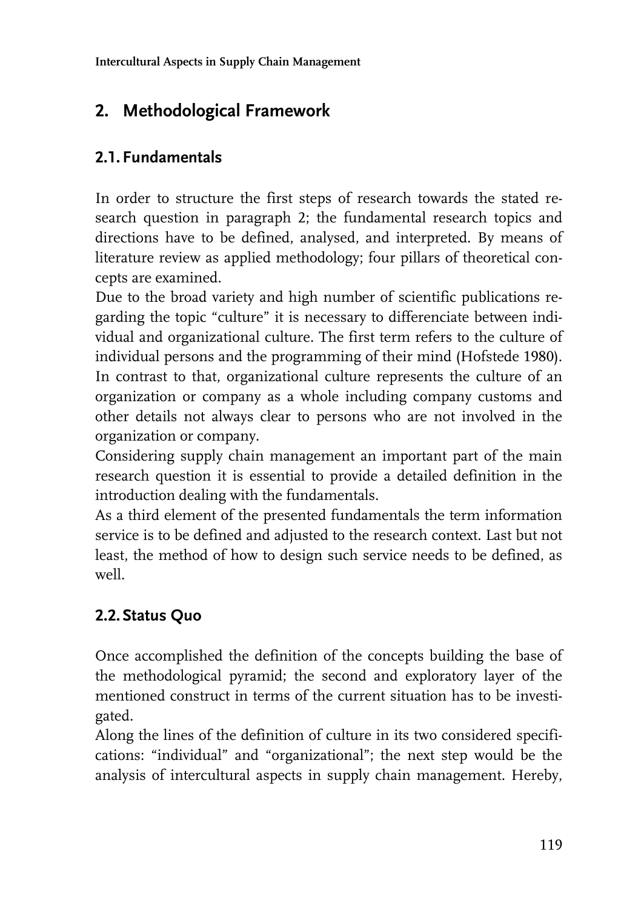## 2. Methodological Framework

### 2.1. Fundamentals

In order to structure the first steps of research towards the stated research question in paragraph 2; the fundamental research topics and directions have to be defined, analysed, and interpreted. By means of literature review as applied methodology; four pillars of theoretical concepts are examined.

Due to the broad variety and high number of scientific publications regarding the topic "culture" it is necessary to differenciate between individual and organizational culture. The first term refers to the culture of individual persons and the programming of their mind (Hofstede 1980). In contrast to that, organizational culture represents the culture of an organization or company as a whole including company customs and other details not always clear to persons who are not involved in the organization or company.

Considering supply chain management an important part of the main research question it is essential to provide a detailed definition in the introduction dealing with the fundamentals.

As a third element of the presented fundamentals the term information service is to be defined and adjusted to the research context. Last but not least, the method of how to design such service needs to be defined, as well.

### 2.2. Status Quo

Once accomplished the definition of the concepts building the base of the methodological pyramid; the second and exploratory layer of the mentioned construct in terms of the current situation has to be investigated.

Along the lines of the definition of culture in its two considered specifications: "individual" and "organizational"; the next step would be the analysis of intercultural aspects in supply chain management. Hereby,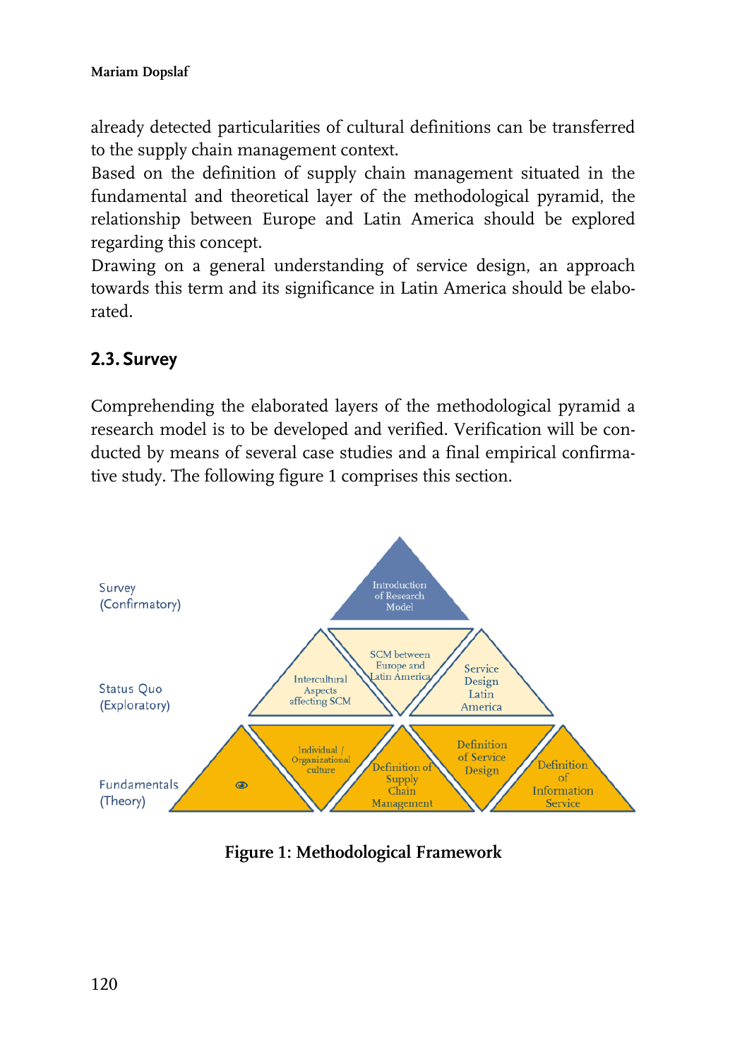already detected particularities of cultural definitions can be transferred to the supply chain management context.
Based on the definition of supply chain management situated in the fundamental and theoretical layer of the methodological pyramid, the relationship between Europe and Latin America should be explored regarding this concept.
Drawing on a general understanding of service design, an approach towards this term and its significance in Latin America should be elaborated.

## 2.3. Survey

Comprehending the elaborated layers of the methodological pyramid a research model is to be developed and verified. Verification will be conducted by means of several case studies and a final empirical confirmative study. The following figure 1 comprises this section.

Survey (Confirmatory)

Introduction of Research Model

Status Quo (Exploratory)

Intercultural Aspects affecting SCM

SCM between Europe and Latin America

Service Design Latin America

Fundamentals (Theory)

Individual / Organizational culture

Definition of Supply Chain Management

Definition of Service Design

Definition of Information Service

**Figure 1: Methodological Framework**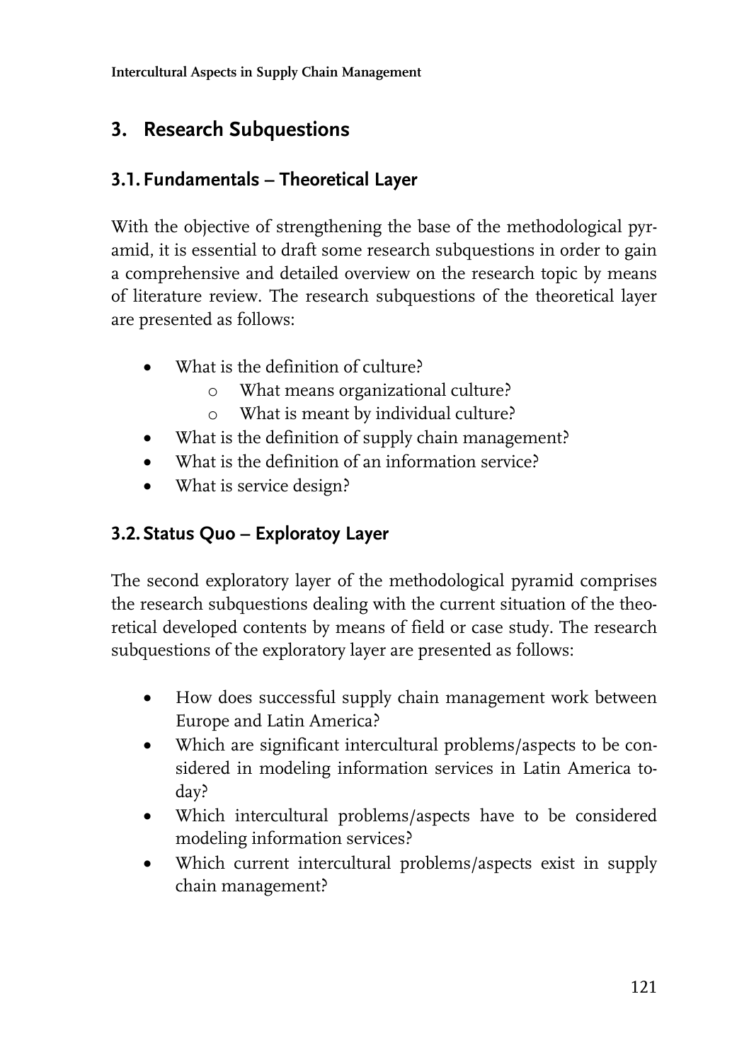## 3. Research Subquestions

### 3.1. Fundamentals – Theoretical Layer

With the objective of strengthening the base of the methodological pyramid, it is essential to draft some research subquestions in order to gain a comprehensive and detailed overview on the research topic by means of literature review. The research subquestions of the theoretical layer are presented as follows:

- What is the definition of culture?
  - What means organizational culture?
  - What is meant by individual culture?
- What is the definition of supply chain management?
- What is the definition of an information service?
- What is service design?

### 3.2. Status Quo – Exploratoy Layer

The second exploratory layer of the methodological pyramid comprises the research subquestions dealing with the current situation of the theoretical developed contents by means of field or case study. The research subquestions of the exploratory layer are presented as follows:

- How does successful supply chain management work between Europe and Latin America?
- Which are significant intercultural problems/aspects to be considered in modeling information services in Latin America today?
- Which intercultural problems/aspects have to be considered modeling information services?
- Which current intercultural problems/aspects exist in supply chain management?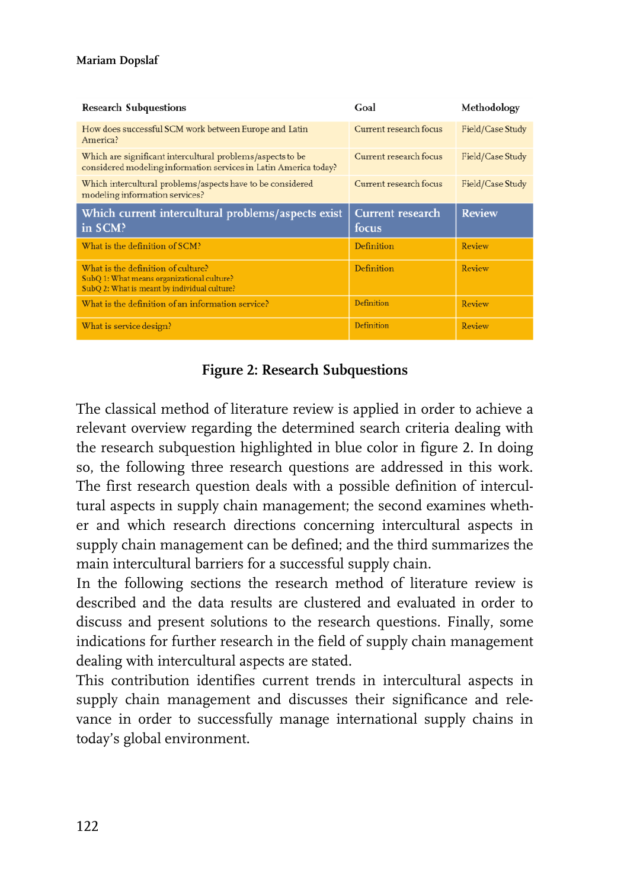| Research Subquestions | Goal | Methodology |
| --- | --- | --- |
| How does successful SCM work between Europe and Latin America? | Current research focus | Field/Case Study |
| Which are significant intercultural problems/aspects to be considered modeling information services in Latin America today? | Current research focus | Field/Case Study |
| Which intercultural problems/aspects have to be considered modeling information services? | Current research focus | Field/Case Study |
| Which current intercultural problems/aspects exist in SCM? | Current research focus | Review |
| What is the definition of SCM? | Definition | Review |
| What is the definition of culture?<br>SubQ 1: What means organizational culture?<br>SubQ 2: What is meant by individual culture? | Definition | Review |
| What is the definition of an information service? | Definition | Review |
| What is service design? | Definition | Review |

**Figure 2: Research Subquestions**

The classical method of literature review is applied in order to achieve a relevant overview regarding the determined search criteria dealing with the research subquestion highlighted in blue color in figure 2. In doing so, the following three research questions are addressed in this work. The first research question deals with a possible definition of intercultural aspects in supply chain management; the second examines whether and which research directions concerning intercultural aspects in supply chain management can be defined; and the third summarizes the main intercultural barriers for a successful supply chain.

In the following sections the research method of literature review is described and the data results are clustered and evaluated in order to discuss and present solutions to the research questions. Finally, some indications for further research in the field of supply chain management dealing with intercultural aspects are stated.

This contribution identifies current trends in intercultural aspects in supply chain management and discusses their significance and relevance in order to successfully manage international supply chains in today's global environment.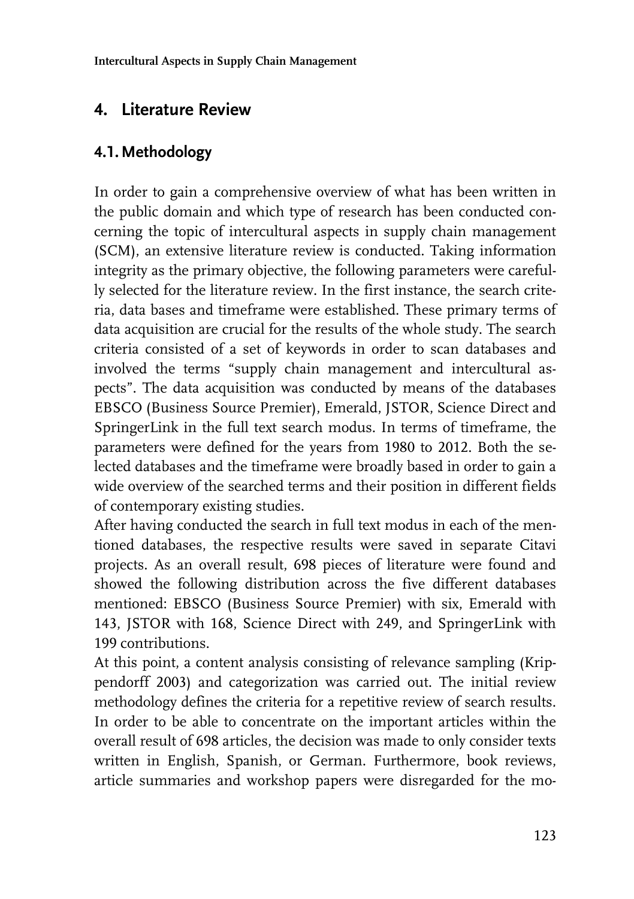## 4. Literature Review

### 4.1. Methodology

In order to gain a comprehensive overview of what has been written in the public domain and which type of research has been conducted concerning the topic of intercultural aspects in supply chain management (SCM), an extensive literature review is conducted. Taking information integrity as the primary objective, the following parameters were carefully selected for the literature review. In the first instance, the search criteria, data bases and timeframe were established. These primary terms of data acquisition are crucial for the results of the whole study. The search criteria consisted of a set of keywords in order to scan databases and involved the terms "supply chain management and intercultural aspects". The data acquisition was conducted by means of the databases EBSCO (Business Source Premier), Emerald, JSTOR, Science Direct and SpringerLink in the full text search modus. In terms of timeframe, the parameters were defined for the years from 1980 to 2012. Both the selected databases and the timeframe were broadly based in order to gain a wide overview of the searched terms and their position in different fields of contemporary existing studies.

After having conducted the search in full text modus in each of the mentioned databases, the respective results were saved in separate Citavi projects. As an overall result, 698 pieces of literature were found and showed the following distribution across the five different databases mentioned: EBSCO (Business Source Premier) with six, Emerald with 143, JSTOR with 168, Science Direct with 249, and SpringerLink with 199 contributions.

At this point, a content analysis consisting of relevance sampling (Krippendorff 2003) and categorization was carried out. The initial review methodology defines the criteria for a repetitive review of search results. In order to be able to concentrate on the important articles within the overall result of 698 articles, the decision was made to only consider texts written in English, Spanish, or German. Furthermore, book reviews, article summaries and workshop papers were disregarded for the mo-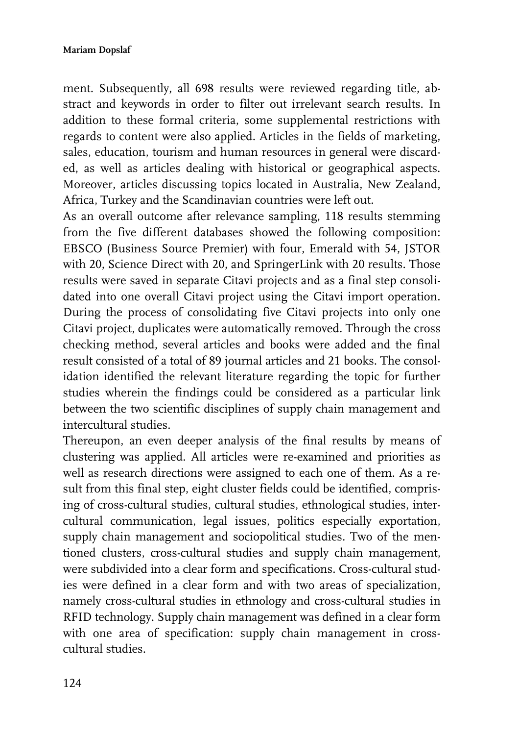ment. Subsequently, all 698 results were reviewed regarding title, abstract and keywords in order to filter out irrelevant search results. In addition to these formal criteria, some supplemental restrictions with regards to content were also applied. Articles in the fields of marketing, sales, education, tourism and human resources in general were discarded, as well as articles dealing with historical or geographical aspects. Moreover, articles discussing topics located in Australia, New Zealand, Africa, Turkey and the Scandinavian countries were left out.

As an overall outcome after relevance sampling, 118 results stemming from the five different databases showed the following composition: EBSCO (Business Source Premier) with four, Emerald with 54, JSTOR with 20, Science Direct with 20, and SpringerLink with 20 results. Those results were saved in separate Citavi projects and as a final step consolidated into one overall Citavi project using the Citavi import operation. During the process of consolidating five Citavi projects into only one Citavi project, duplicates were automatically removed. Through the cross checking method, several articles and books were added and the final result consisted of a total of 89 journal articles and 21 books. The consolidation identified the relevant literature regarding the topic for further studies wherein the findings could be considered as a particular link between the two scientific disciplines of supply chain management and intercultural studies.

Thereupon, an even deeper analysis of the final results by means of clustering was applied. All articles were re-examined and priorities as well as research directions were assigned to each one of them. As a result from this final step, eight cluster fields could be identified, comprising of cross-cultural studies, cultural studies, ethnological studies, intercultural communication, legal issues, politics especially exportation, supply chain management and sociopolitical studies. Two of the mentioned clusters, cross-cultural studies and supply chain management, were subdivided into a clear form and specifications. Cross-cultural studies were defined in a clear form and with two areas of specialization, namely cross-cultural studies in ethnology and cross-cultural studies in RFID technology. Supply chain management was defined in a clear form with one area of specification: supply chain management in cross-cultural studies.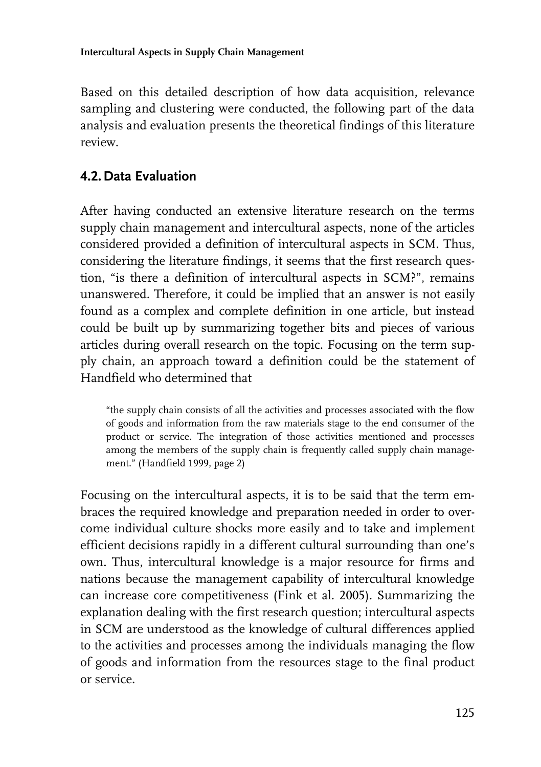Based on this detailed description of how data acquisition, relevance sampling and clustering were conducted, the following part of the data analysis and evaluation presents the theoretical findings of this literature review.

## 4.2. Data Evaluation

After having conducted an extensive literature research on the terms supply chain management and intercultural aspects, none of the articles considered provided a definition of intercultural aspects in SCM. Thus, considering the literature findings, it seems that the first research question, "is there a definition of intercultural aspects in SCM?", remains unanswered. Therefore, it could be implied that an answer is not easily found as a complex and complete definition in one article, but instead could be built up by summarizing together bits and pieces of various articles during overall research on the topic. Focusing on the term supply chain, an approach toward a definition could be the statement of Handfield who determined that

> "the supply chain consists of all the activities and processes associated with the flow of goods and information from the raw materials stage to the end consumer of the product or service. The integration of those activities mentioned and processes among the members of the supply chain is frequently called supply chain management." (Handfield 1999, page 2)

Focusing on the intercultural aspects, it is to be said that the term embraces the required knowledge and preparation needed in order to overcome individual culture shocks more easily and to take and implement efficient decisions rapidly in a different cultural surrounding than one's own. Thus, intercultural knowledge is a major resource for firms and nations because the management capability of intercultural knowledge can increase core competitiveness (Fink et al. 2005). Summarizing the explanation dealing with the first research question; intercultural aspects in SCM are understood as the knowledge of cultural differences applied to the activities and processes among the individuals managing the flow of goods and information from the resources stage to the final product or service.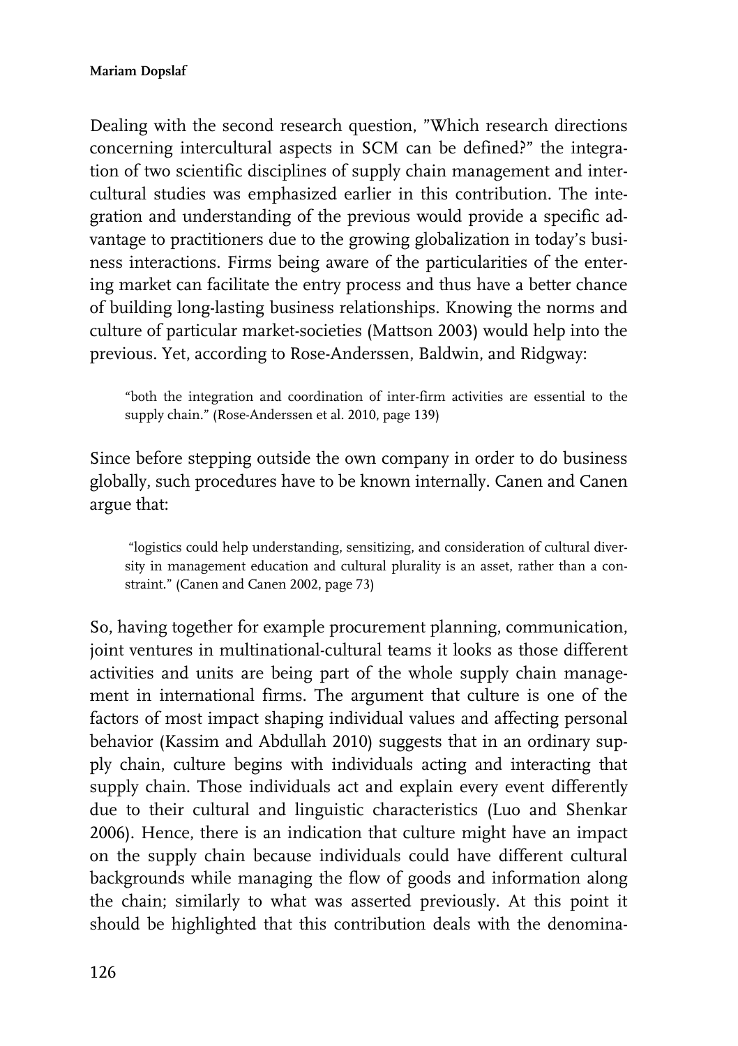Dealing with the second research question, "Which research directions concerning intercultural aspects in SCM can be defined?" the integration of two scientific disciplines of supply chain management and intercultural studies was emphasized earlier in this contribution. The integration and understanding of the previous would provide a specific advantage to practitioners due to the growing globalization in today's business interactions. Firms being aware of the particularities of the entering market can facilitate the entry process and thus have a better chance of building long-lasting business relationships. Knowing the norms and culture of particular market-societies (Mattson 2003) would help into the previous. Yet, according to Rose-Anderssen, Baldwin, and Ridgway:

> "both the integration and coordination of inter-firm activities are essential to the supply chain." (Rose-Anderssen et al. 2010, page 139)

Since before stepping outside the own company in order to do business globally, such procedures have to be known internally. Canen and Canen argue that:

> "logistics could help understanding, sensitizing, and consideration of cultural diversity in management education and cultural plurality is an asset, rather than a constraint." (Canen and Canen 2002, page 73)

So, having together for example procurement planning, communication, joint ventures in multinational-cultural teams it looks as those different activities and units are being part of the whole supply chain management in international firms. The argument that culture is one of the factors of most impact shaping individual values and affecting personal behavior (Kassim and Abdullah 2010) suggests that in an ordinary supply chain, culture begins with individuals acting and interacting that supply chain. Those individuals act and explain every event differently due to their cultural and linguistic characteristics (Luo and Shenkar 2006). Hence, there is an indication that culture might have an impact on the supply chain because individuals could have different cultural backgrounds while managing the flow of goods and information along the chain; similarly to what was asserted previously. At this point it should be highlighted that this contribution deals with the denomina-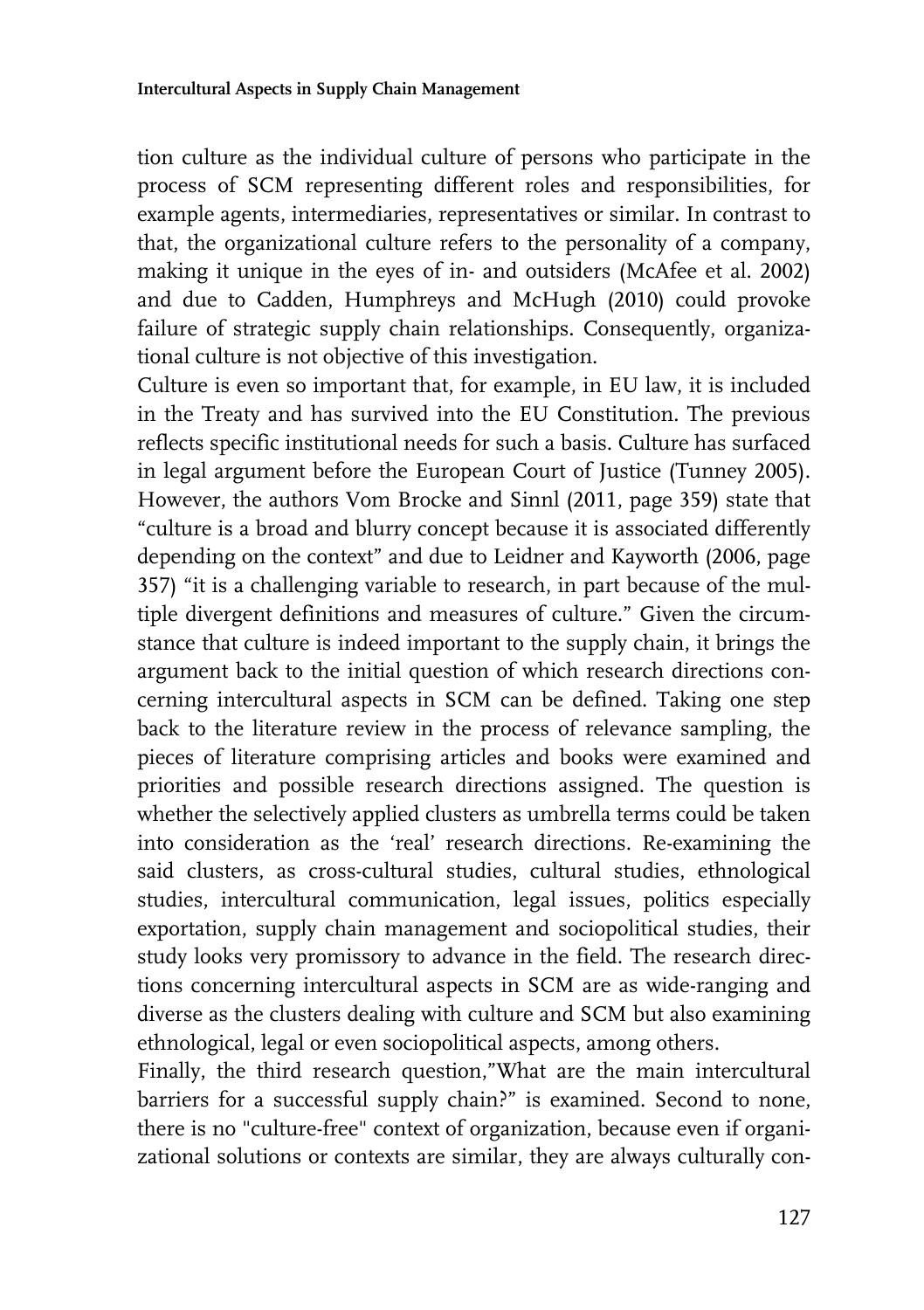tion culture as the individual culture of persons who participate in the process of SCM representing different roles and responsibilities, for example agents, intermediaries, representatives or similar. In contrast to that, the organizational culture refers to the personality of a company, making it unique in the eyes of in- and outsiders (McAfee et al. 2002) and due to Cadden, Humphreys and McHugh (2010) could provoke failure of strategic supply chain relationships. Consequently, organizational culture is not objective of this investigation.

Culture is even so important that, for example, in EU law, it is included in the Treaty and has survived into the EU Constitution. The previous reflects specific institutional needs for such a basis. Culture has surfaced in legal argument before the European Court of Justice (Tunney 2005). However, the authors Vom Brocke and Sinnl (2011, page 359) state that "culture is a broad and blurry concept because it is associated differently depending on the context" and due to Leidner and Kayworth (2006, page 357) "it is a challenging variable to research, in part because of the multiple divergent definitions and measures of culture." Given the circumstance that culture is indeed important to the supply chain, it brings the argument back to the initial question of which research directions concerning intercultural aspects in SCM can be defined. Taking one step back to the literature review in the process of relevance sampling, the pieces of literature comprising articles and books were examined and priorities and possible research directions assigned. The question is whether the selectively applied clusters as umbrella terms could be taken into consideration as the 'real' research directions. Re-examining the said clusters, as cross-cultural studies, cultural studies, ethnological studies, intercultural communication, legal issues, politics especially exportation, supply chain management and sociopolitical studies, their study looks very promissory to advance in the field. The research directions concerning intercultural aspects in SCM are as wide-ranging and diverse as the clusters dealing with culture and SCM but also examining ethnological, legal or even sociopolitical aspects, among others.

Finally, the third research question,"What are the main intercultural barriers for a successful supply chain?" is examined. Second to none, there is no "culture-free" context of organization, because even if organizational solutions or contexts are similar, they are always culturally con-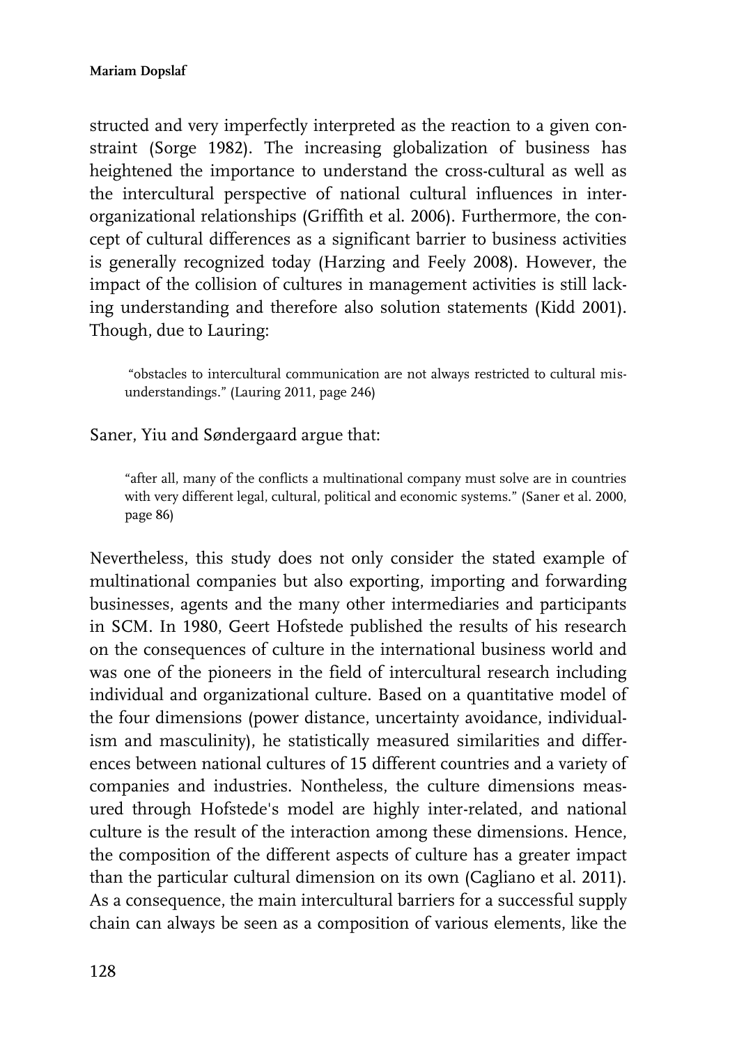structed and very imperfectly interpreted as the reaction to a given constraint (Sorge 1982). The increasing globalization of business has heightened the importance to understand the cross-cultural as well as the intercultural perspective of national cultural influences in inter-organizational relationships (Griffith et al. 2006). Furthermore, the concept of cultural differences as a significant barrier to business activities is generally recognized today (Harzing and Feely 2008). However, the impact of the collision of cultures in management activities is still lacking understanding and therefore also solution statements (Kidd 2001). Though, due to Lauring:

> "obstacles to intercultural communication are not always restricted to cultural misunderstandings." (Lauring 2011, page 246)

Saner, Yiu and Søndergaard argue that:

> "after all, many of the conflicts a multinational company must solve are in countries with very different legal, cultural, political and economic systems." (Saner et al. 2000, page 86)

Nevertheless, this study does not only consider the stated example of multinational companies but also exporting, importing and forwarding businesses, agents and the many other intermediaries and participants in SCM. In 1980, Geert Hofstede published the results of his research on the consequences of culture in the international business world and was one of the pioneers in the field of intercultural research including individual and organizational culture. Based on a quantitative model of the four dimensions (power distance, uncertainty avoidance, individualism and masculinity), he statistically measured similarities and differences between national cultures of 15 different countries and a variety of companies and industries. Nontheless, the culture dimensions measured through Hofstede's model are highly inter-related, and national culture is the result of the interaction among these dimensions. Hence, the composition of the different aspects of culture has a greater impact than the particular cultural dimension on its own (Cagliano et al. 2011). As a consequence, the main intercultural barriers for a successful supply chain can always be seen as a composition of various elements, like the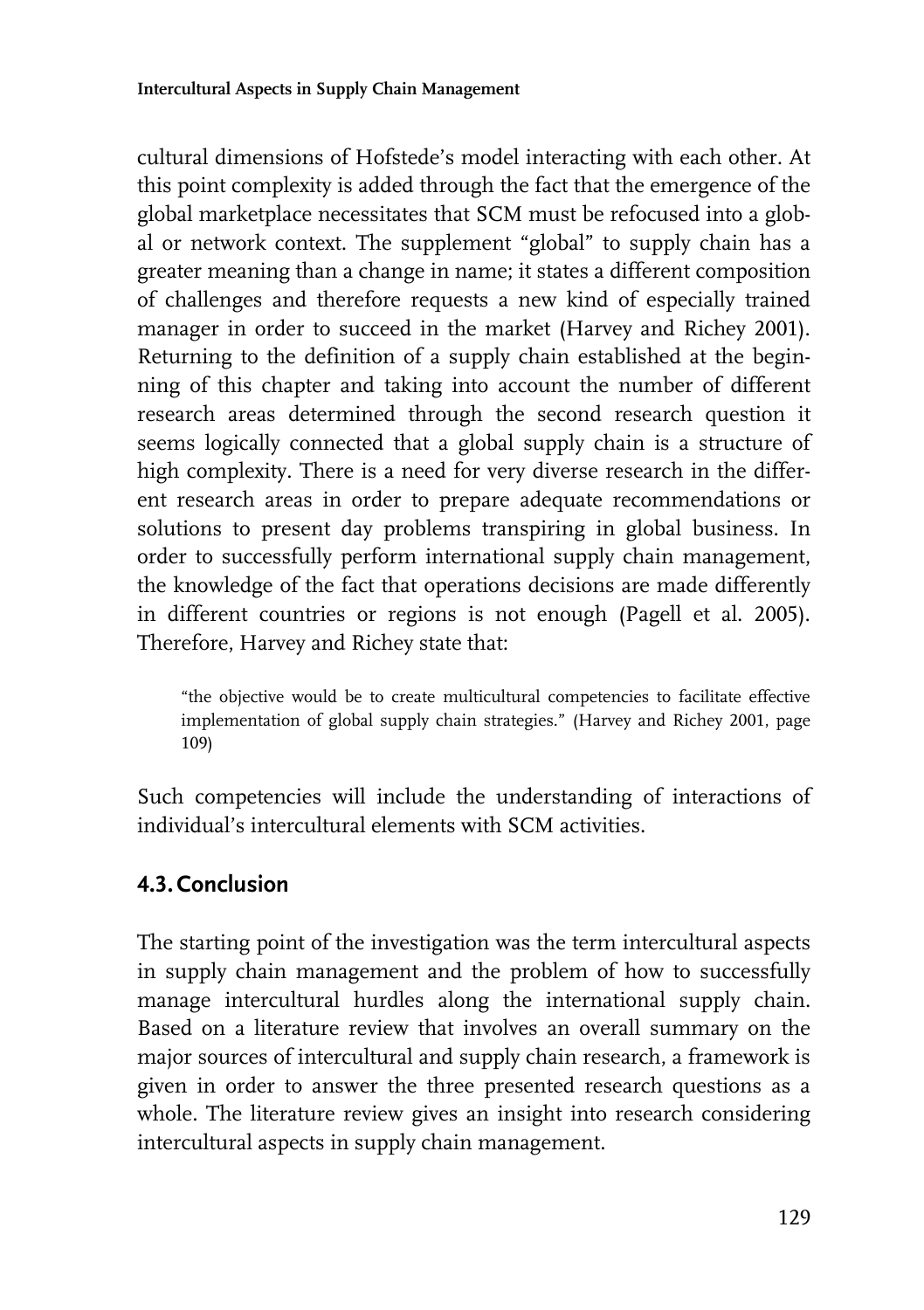cultural dimensions of Hofstede's model interacting with each other. At this point complexity is added through the fact that the emergence of the global marketplace necessitates that SCM must be refocused into a global or network context. The supplement "global" to supply chain has a greater meaning than a change in name; it states a different composition of challenges and therefore requests a new kind of especially trained manager in order to succeed in the market (Harvey and Richey 2001). Returning to the definition of a supply chain established at the beginning of this chapter and taking into account the number of different research areas determined through the second research question it seems logically connected that a global supply chain is a structure of high complexity. There is a need for very diverse research in the different research areas in order to prepare adequate recommendations or solutions to present day problems transpiring in global business. In order to successfully perform international supply chain management, the knowledge of the fact that operations decisions are made differently in different countries or regions is not enough (Pagell et al. 2005). Therefore, Harvey and Richey state that:

> "the objective would be to create multicultural competencies to facilitate effective implementation of global supply chain strategies." (Harvey and Richey 2001, page 109)

Such competencies will include the understanding of interactions of individual's intercultural elements with SCM activities.

## 4.3. Conclusion

The starting point of the investigation was the term intercultural aspects in supply chain management and the problem of how to successfully manage intercultural hurdles along the international supply chain. Based on a literature review that involves an overall summary on the major sources of intercultural and supply chain research, a framework is given in order to answer the three presented research questions as a whole. The literature review gives an insight into research considering intercultural aspects in supply chain management.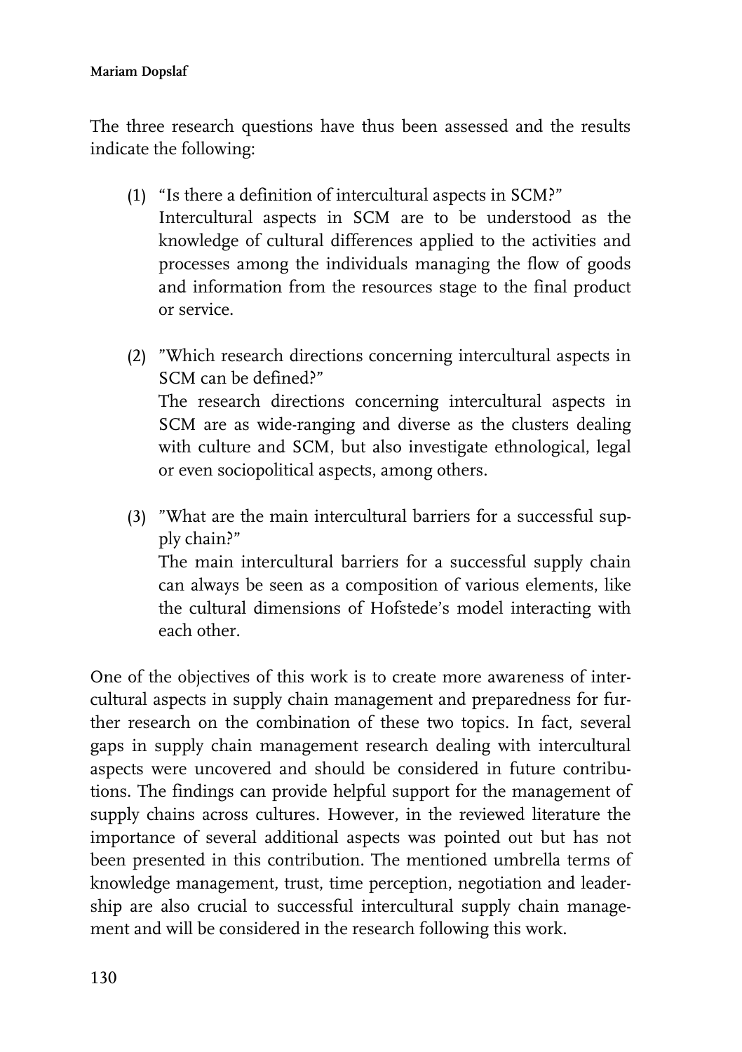The three research questions have thus been assessed and the results indicate the following:

(1) "Is there a definition of intercultural aspects in SCM?"
Intercultural aspects in SCM are to be understood as the knowledge of cultural differences applied to the activities and processes among the individuals managing the flow of goods and information from the resources stage to the final product or service.

(2) "Which research directions concerning intercultural aspects in SCM can be defined?"
The research directions concerning intercultural aspects in SCM are as wide-ranging and diverse as the clusters dealing with culture and SCM, but also investigate ethnological, legal or even sociopolitical aspects, among others.

(3) "What are the main intercultural barriers for a successful supply chain?"
The main intercultural barriers for a successful supply chain can always be seen as a composition of various elements, like the cultural dimensions of Hofstede's model interacting with each other.

One of the objectives of this work is to create more awareness of intercultural aspects in supply chain management and preparedness for further research on the combination of these two topics. In fact, several gaps in supply chain management research dealing with intercultural aspects were uncovered and should be considered in future contributions. The findings can provide helpful support for the management of supply chains across cultures. However, in the reviewed literature the importance of several additional aspects was pointed out but has not been presented in this contribution. The mentioned umbrella terms of knowledge management, trust, time perception, negotiation and leadership are also crucial to successful intercultural supply chain management and will be considered in the research following this work.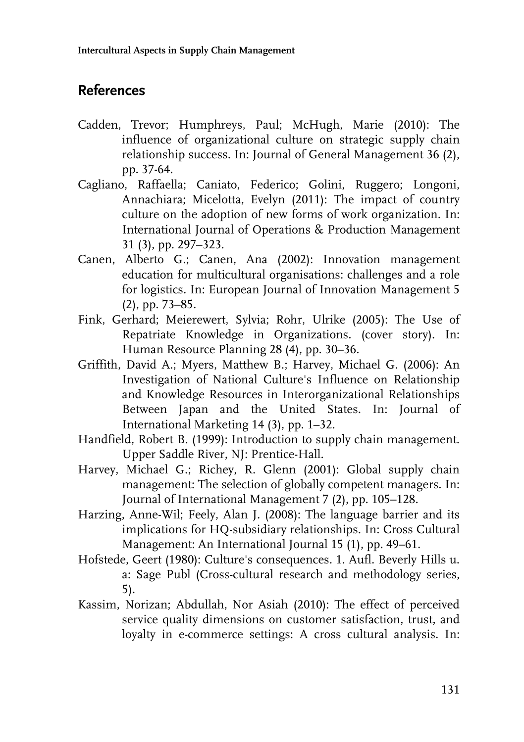## References

Cadden, Trevor; Humphreys, Paul; McHugh, Marie (2010): The influence of organizational culture on strategic supply chain relationship success. In: Journal of General Management 36 (2), pp. 37-64.

Cagliano, Raffaella; Caniato, Federico; Golini, Ruggero; Longoni, Annachiara; Micelotta, Evelyn (2011): The impact of country culture on the adoption of new forms of work organization. In: International Journal of Operations & Production Management 31 (3), pp. 297–323.

Canen, Alberto G.; Canen, Ana (2002): Innovation management education for multicultural organisations: challenges and a role for logistics. In: European Journal of Innovation Management 5 (2), pp. 73–85.

Fink, Gerhard; Meierewert, Sylvia; Rohr, Ulrike (2005): The Use of Repatriate Knowledge in Organizations. (cover story). In: Human Resource Planning 28 (4), pp. 30–36.

Griffith, David A.; Myers, Matthew B.; Harvey, Michael G. (2006): An Investigation of National Culture's Influence on Relationship and Knowledge Resources in Interorganizational Relationships Between Japan and the United States. In: Journal of International Marketing 14 (3), pp. 1–32.

Handfield, Robert B. (1999): Introduction to supply chain management. Upper Saddle River, NJ: Prentice-Hall.

Harvey, Michael G.; Richey, R. Glenn (2001): Global supply chain management: The selection of globally competent managers. In: Journal of International Management 7 (2), pp. 105–128.

Harzing, Anne-Wil; Feely, Alan J. (2008): The language barrier and its implications for HQ-subsidiary relationships. In: Cross Cultural Management: An International Journal 15 (1), pp. 49–61.

Hofstede, Geert (1980): Culture's consequences. 1. Aufl. Beverly Hills u. a: Sage Publ (Cross-cultural research and methodology series, 5).

Kassim, Norizan; Abdullah, Nor Asiah (2010): The effect of perceived service quality dimensions on customer satisfaction, trust, and loyalty in e-commerce settings: A cross cultural analysis. In: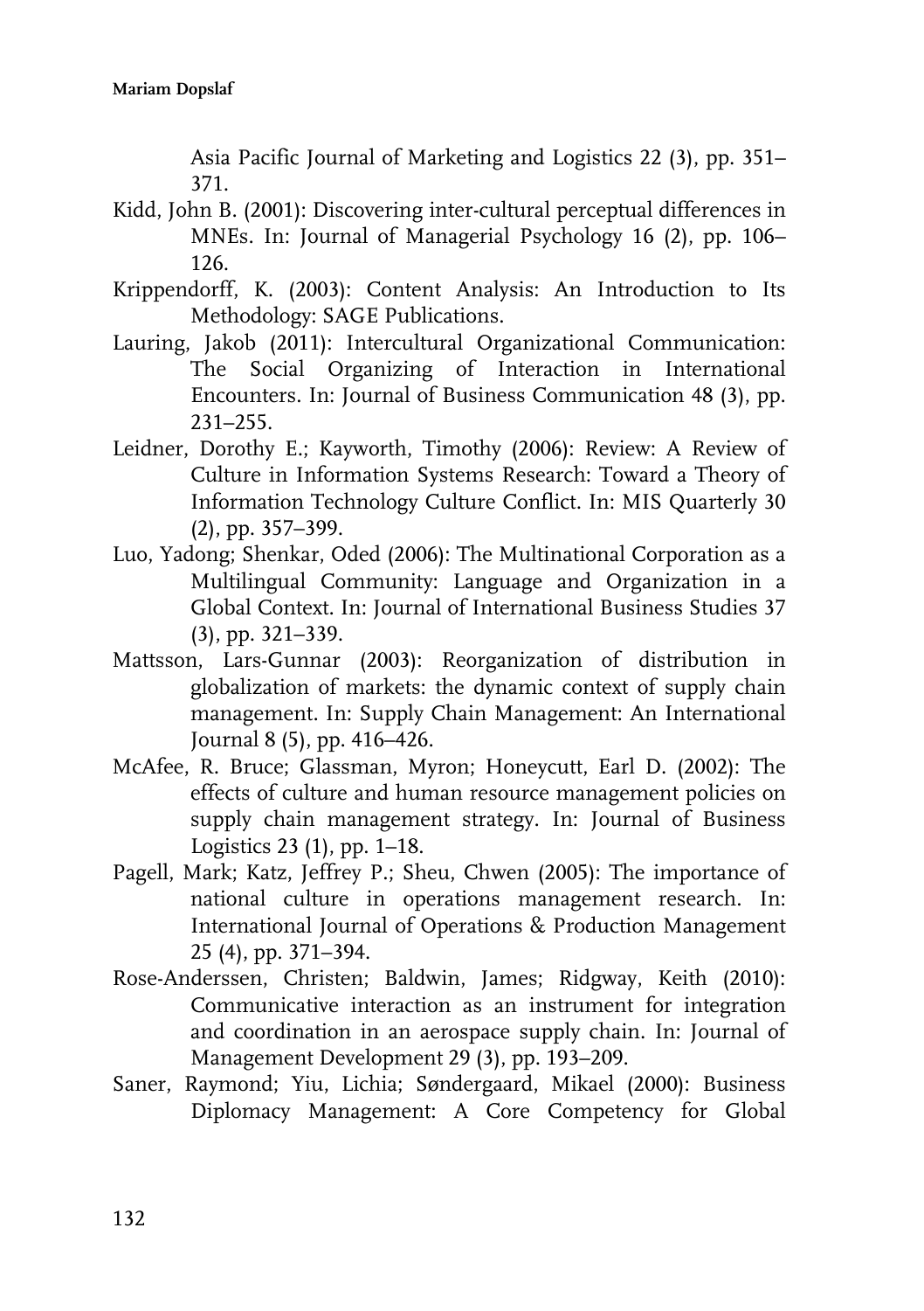Asia Pacific Journal of Marketing and Logistics 22 (3), pp. 351–371.

Kidd, John B. (2001): Discovering inter-cultural perceptual differences in MNEs. In: Journal of Managerial Psychology 16 (2), pp. 106–126.

Krippendorff, K. (2003): Content Analysis: An Introduction to Its Methodology: SAGE Publications.

Lauring, Jakob (2011): Intercultural Organizational Communication: The Social Organizing of Interaction in International Encounters. In: Journal of Business Communication 48 (3), pp. 231–255.

Leidner, Dorothy E.; Kayworth, Timothy (2006): Review: A Review of Culture in Information Systems Research: Toward a Theory of Information Technology Culture Conflict. In: MIS Quarterly 30 (2), pp. 357–399.

Luo, Yadong; Shenkar, Oded (2006): The Multinational Corporation as a Multilingual Community: Language and Organization in a Global Context. In: Journal of International Business Studies 37 (3), pp. 321–339.

Mattsson, Lars-Gunnar (2003): Reorganization of distribution in globalization of markets: the dynamic context of supply chain management. In: Supply Chain Management: An International Journal 8 (5), pp. 416–426.

McAfee, R. Bruce; Glassman, Myron; Honeycutt, Earl D. (2002): The effects of culture and human resource management policies on supply chain management strategy. In: Journal of Business Logistics 23 (1), pp. 1–18.

Pagell, Mark; Katz, Jeffrey P.; Sheu, Chwen (2005): The importance of national culture in operations management research. In: International Journal of Operations & Production Management 25 (4), pp. 371–394.

Rose-Anderssen, Christen; Baldwin, James; Ridgway, Keith (2010): Communicative interaction as an instrument for integration and coordination in an aerospace supply chain. In: Journal of Management Development 29 (3), pp. 193–209.

Saner, Raymond; Yiu, Lichia; Søndergaard, Mikael (2000): Business Diplomacy Management: A Core Competency for Global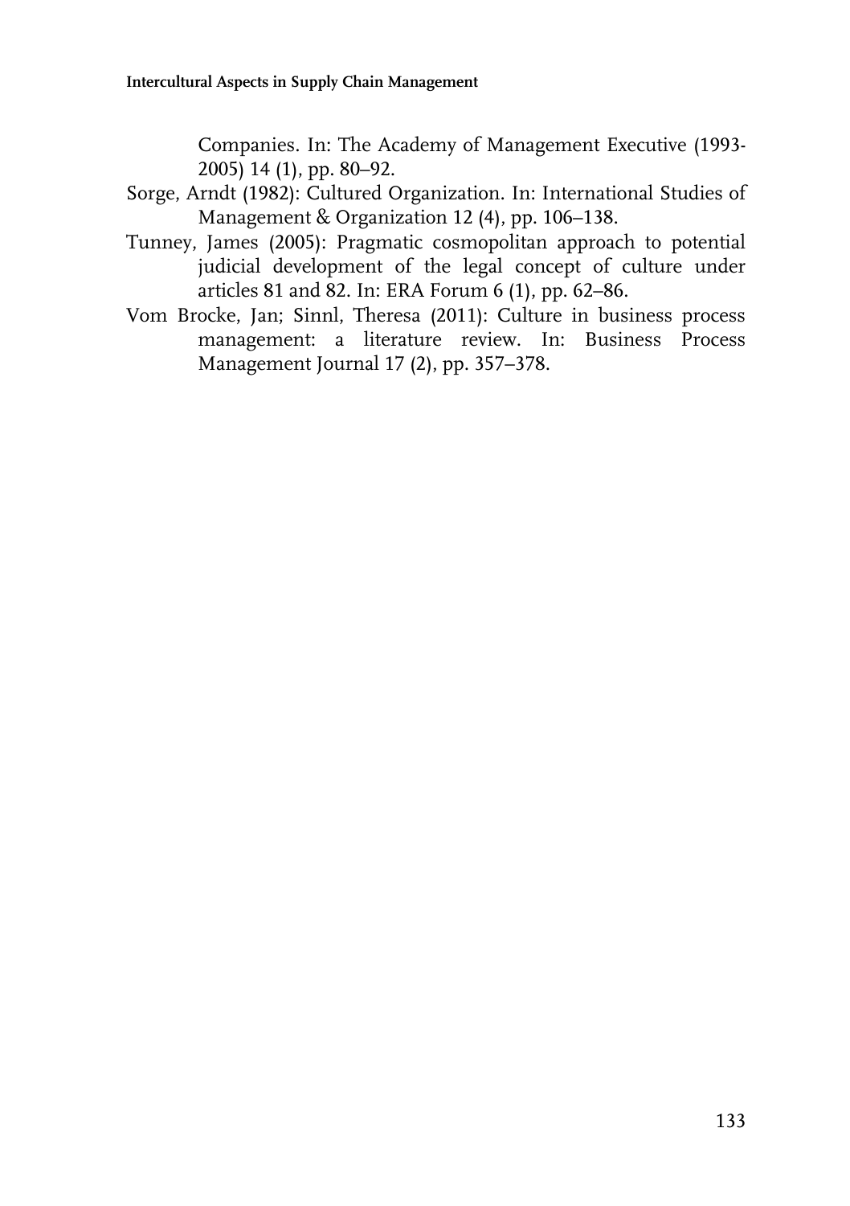Companies. In: The Academy of Management Executive (1993-2005) 14 (1), pp. 80–92.

Sorge, Arndt (1982): Cultured Organization. In: International Studies of Management & Organization 12 (4), pp. 106–138.

Tunney, James (2005): Pragmatic cosmopolitan approach to potential judicial development of the legal concept of culture under articles 81 and 82. In: ERA Forum 6 (1), pp. 62–86.

Vom Brocke, Jan; Sinnl, Theresa (2011): Culture in business process management: a literature review. In: Business Process Management Journal 17 (2), pp. 357–378.